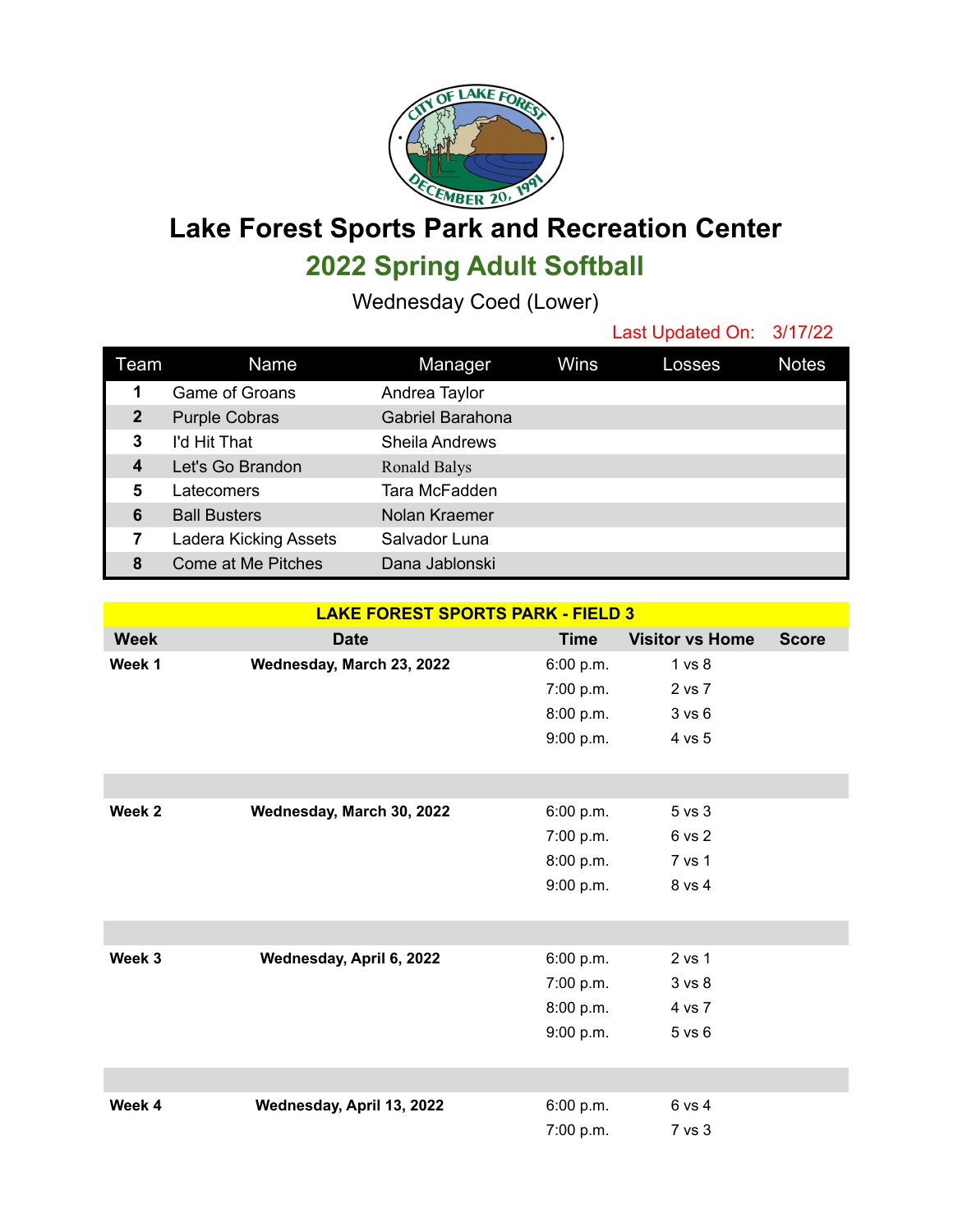# Lake Forest Sports Park and Recreation Center

## 2022 Spring Adult Softball

Wednesday Coed (Lower)

Last Updated On: 3/17/22

| Team | Name | Manager | Wins | Losses | Notes |
|---|---|---|---|---|---|
| 1 | Game of Groans | Andrea Taylor | | | |
| 2 | Purple Cobras | Gabriel Barahona | | | |
| 3 | I'd Hit That | Sheila Andrews | | | |
| 4 | Let's Go Brandon | Ronald Balys | | | |
| 5 | Latecomers | Tara McFadden | | | |
| 6 | Ball Busters | Nolan Kraemer | | | |
| 7 | Ladera Kicking Assets | Salvador Luna | | | |
| 8 | Come at Me Pitches | Dana Jablonski | | | |

**LAKE FOREST SPORTS PARK - FIELD 3**

| Week | Date | Time | Visitor vs Home | Score |
|---|---|---|---|---|
| **Week 1** | **Wednesday, March 23, 2022** | 6:00 p.m. | 1 vs 8 | |
| | | 7:00 p.m. | 2 vs 7 | |
| | | 8:00 p.m. | 3 vs 6 | |
| | | 9:00 p.m. | 4 vs 5 | |
| **Week 2** | **Wednesday, March 30, 2022** | 6:00 p.m. | 5 vs 3 | |
| | | 7:00 p.m. | 6 vs 2 | |
| | | 8:00 p.m. | 7 vs 1 | |
| | | 9:00 p.m. | 8 vs 4 | |
| **Week 3** | **Wednesday, April 6, 2022** | 6:00 p.m. | 2 vs 1 | |
| | | 7:00 p.m. | 3 vs 8 | |
| | | 8:00 p.m. | 4 vs 7 | |
| | | 9:00 p.m. | 5 vs 6 | |
| **Week 4** | **Wednesday, April 13, 2022** | 6:00 p.m. | 6 vs 4 | |
| | | 7:00 p.m. | 7 vs 3 | |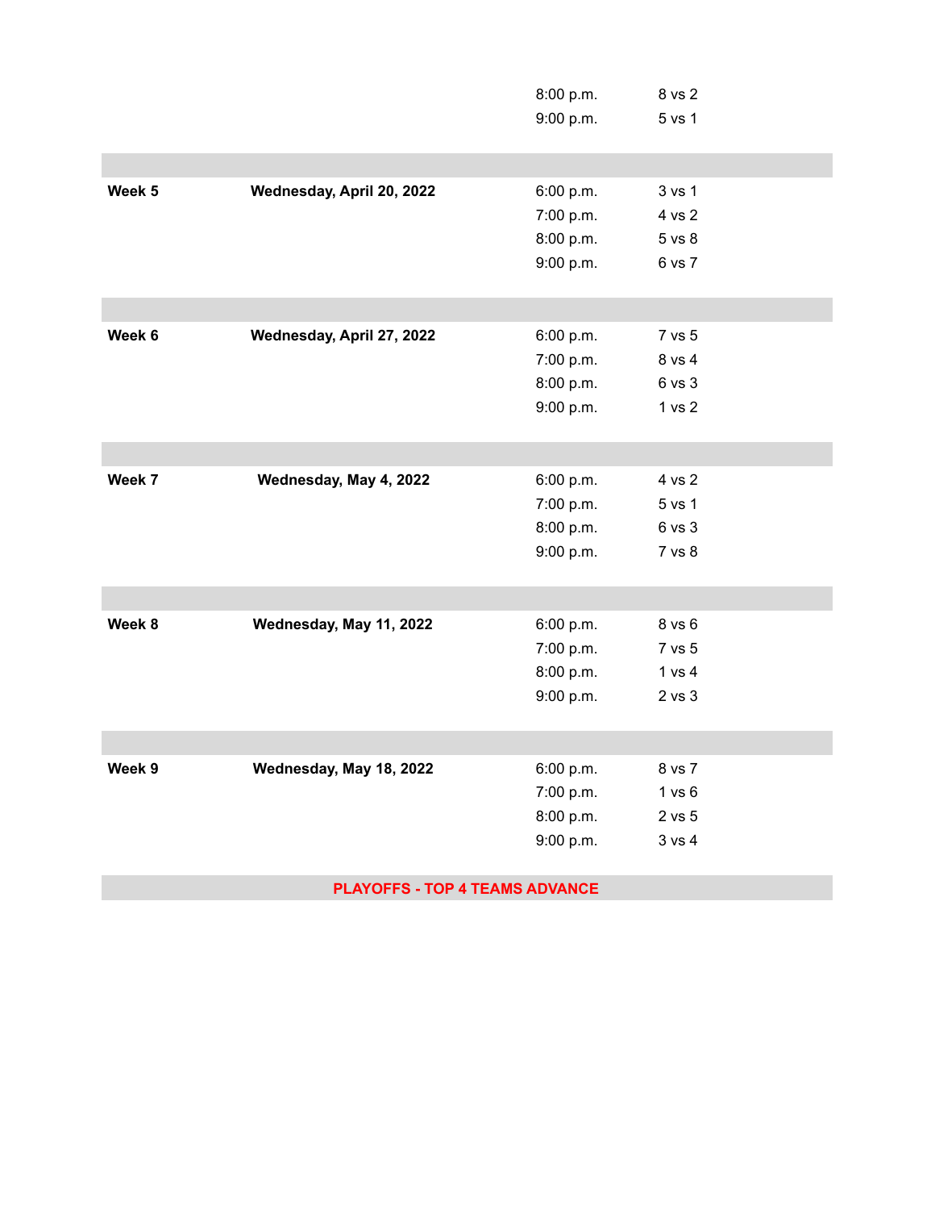| | | | |
|---|---|---|---|
| | | 8:00 p.m. | 8 vs 2 |
| | | 9:00 p.m. | 5 vs 1 |
| | | | |
| **Week 5** | **Wednesday, April 20, 2022** | 6:00 p.m. | 3 vs 1 |
| | | 7:00 p.m. | 4 vs 2 |
| | | 8:00 p.m. | 5 vs 8 |
| | | 9:00 p.m. | 6 vs 7 |
| | | | |
| **Week 6** | **Wednesday, April 27, 2022** | 6:00 p.m. | 7 vs 5 |
| | | 7:00 p.m. | 8 vs 4 |
| | | 8:00 p.m. | 6 vs 3 |
| | | 9:00 p.m. | 1 vs 2 |
| | | | |
| **Week 7** | **Wednesday, May 4, 2022** | 6:00 p.m. | 4 vs 2 |
| | | 7:00 p.m. | 5 vs 1 |
| | | 8:00 p.m. | 6 vs 3 |
| | | 9:00 p.m. | 7 vs 8 |
| | | | |
| **Week 8** | **Wednesday, May 11, 2022** | 6:00 p.m. | 8 vs 6 |
| | | 7:00 p.m. | 7 vs 5 |
| | | 8:00 p.m. | 1 vs 4 |
| | | 9:00 p.m. | 2 vs 3 |
| | | | |
| **Week 9** | **Wednesday, May 18, 2022** | 6:00 p.m. | 8 vs 7 |
| | | 7:00 p.m. | 1 vs 6 |
| | | 8:00 p.m. | 2 vs 5 |
| | | 9:00 p.m. | 3 vs 4 |

**PLAYOFFS - TOP 4 TEAMS ADVANCE**